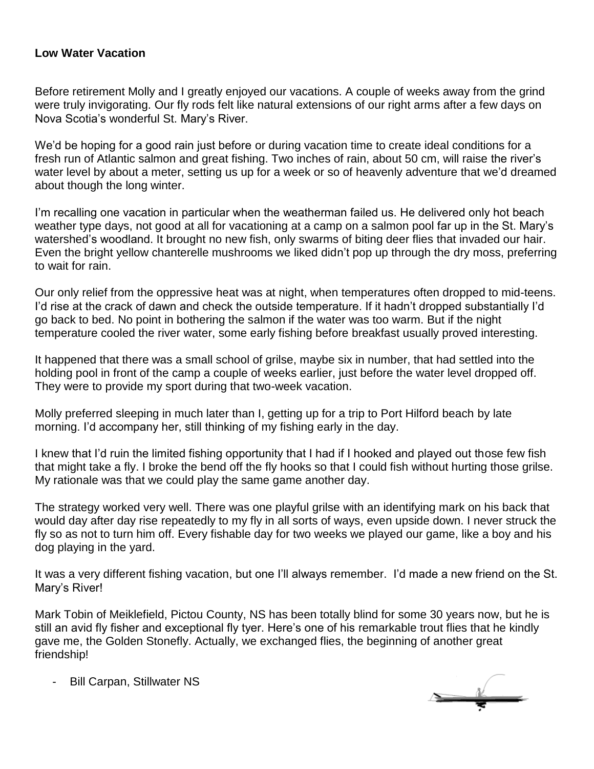**Low Water Vacation**

Before retirement Molly and I greatly enjoyed our vacations. A couple of weeks away from the grind were truly invigorating. Our fly rods felt like natural extensions of our right arms after a few days on Nova Scotia's wonderful St. Mary's River.

We'd be hoping for a good rain just before or during vacation time to create ideal conditions for a fresh run of Atlantic salmon and great fishing. Two inches of rain, about 50 cm, will raise the river's water level by about a meter, setting us up for a week or so of heavenly adventure that we'd dreamed about though the long winter.

I'm recalling one vacation in particular when the weatherman failed us. He delivered only hot beach weather type days, not good at all for vacationing at a camp on a salmon pool far up in the St. Mary's watershed's woodland. It brought no new fish, only swarms of biting deer flies that invaded our hair. Even the bright yellow chanterelle mushrooms we liked didn't pop up through the dry moss, preferring to wait for rain.

Our only relief from the oppressive heat was at night, when temperatures often dropped to mid-teens. I'd rise at the crack of dawn and check the outside temperature. If it hadn't dropped substantially I'd go back to bed. No point in bothering the salmon if the water was too warm. But if the night temperature cooled the river water, some early fishing before breakfast usually proved interesting.

It happened that there was a small school of grilse, maybe six in number, that had settled into the holding pool in front of the camp a couple of weeks earlier, just before the water level dropped off. They were to provide my sport during that two-week vacation.

Molly preferred sleeping in much later than I, getting up for a trip to Port Hilford beach by late morning. I'd accompany her, still thinking of my fishing early in the day.

I knew that I'd ruin the limited fishing opportunity that I had if I hooked and played out those few fish that might take a fly. I broke the bend off the fly hooks so that I could fish without hurting those grilse. My rationale was that we could play the same game another day.

The strategy worked very well. There was one playful grilse with an identifying mark on his back that would day after day rise repeatedly to my fly in all sorts of ways, even upside down. I never struck the fly so as not to turn him off. Every fishable day for two weeks we played our game, like a boy and his dog playing in the yard.

It was a very different fishing vacation, but one I'll always remember. I'd made a new friend on the St. Mary's River!

Mark Tobin of Meiklefield, Pictou County, NS has been totally blind for some 30 years now, but he is still an avid fly fisher and exceptional fly tyer. Here's one of his remarkable trout flies that he kindly gave me, the Golden Stonefly. Actually, we exchanged flies, the beginning of another great friendship!

- Bill Carpan, Stillwater NS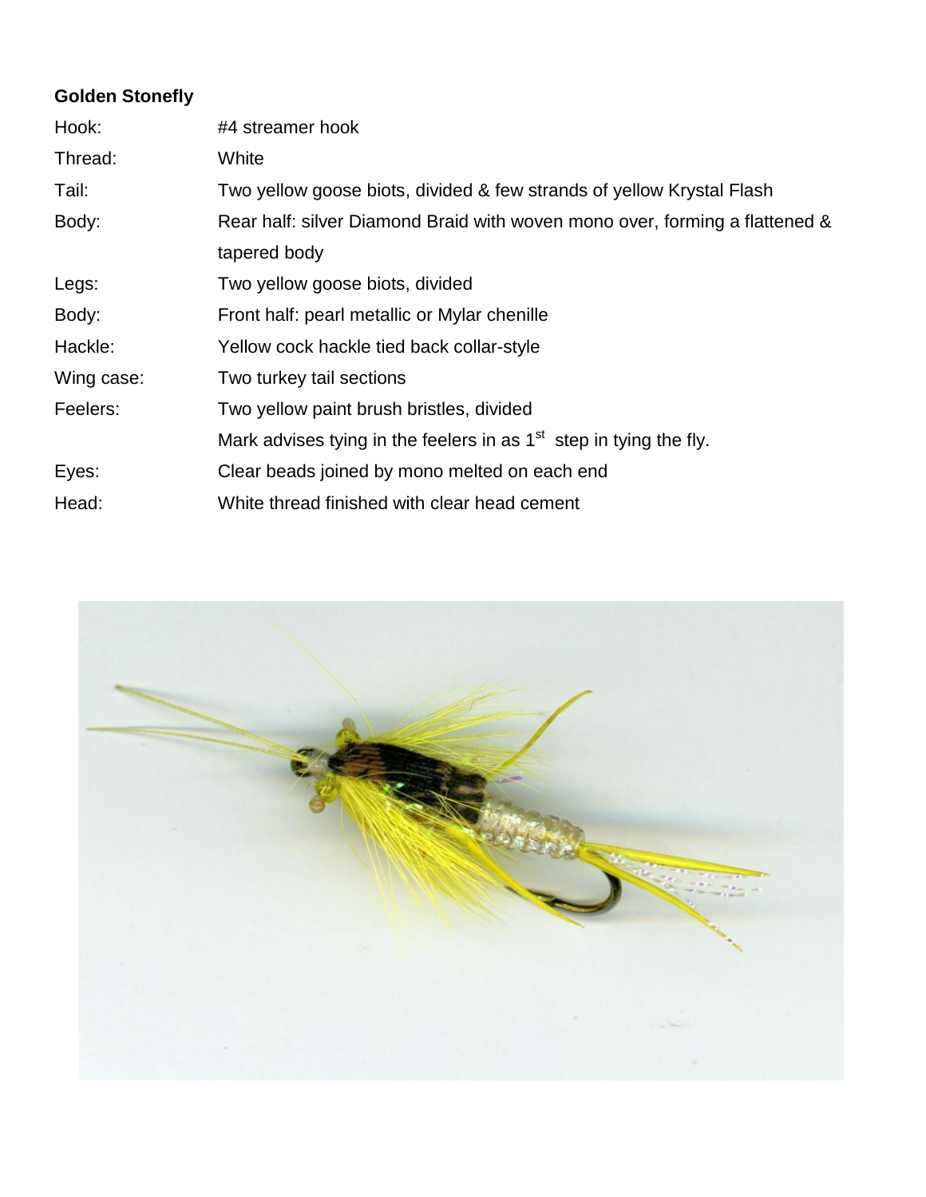**Golden Stonefly**

| | |
|---|---|
| Hook: | #4 streamer hook |
| Thread: | White |
| Tail: | Two yellow goose biots, divided & few strands of yellow Krystal Flash |
| Body: | Rear half: silver Diamond Braid with woven mono over, forming a flattened & tapered body |
| Legs: | Two yellow goose biots, divided |
| Body: | Front half: pearl metallic or Mylar chenille |
| Hackle: | Yellow cock hackle tied back collar-style |
| Wing case: | Two turkey tail sections |
| Feelers: | Two yellow paint brush bristles, divided |
| | Mark advises tying in the feelers in as 1st step in tying the fly. |
| Eyes: | Clear beads joined by mono melted on each end |
| Head: | White thread finished with clear head cement |